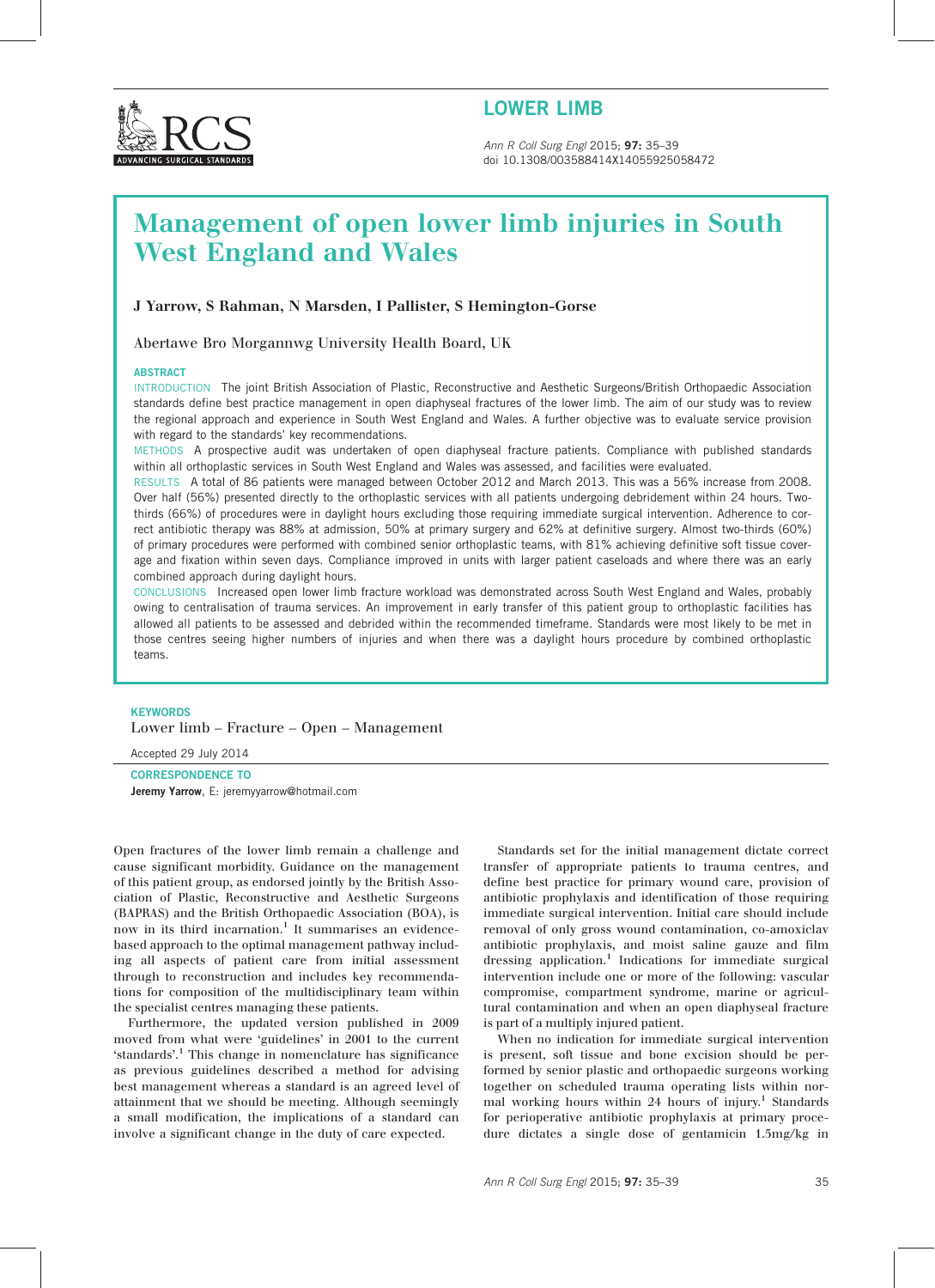LOWER LIMB

doi 10.1308/003588414X14055925058472

# Management of open lower limb injuries in South West England and Wales

**J Yarrow, S Rahman, N Marsden, I Pallister, S Hemington-Gorse**

Abertawe Bro Morgannwg University Health Board, UK

## ABSTRACT

INTRODUCTION The joint British Association of Plastic, Reconstructive and Aesthetic Surgeons/British Orthopaedic Association standards define best practice management in open diaphyseal fractures of the lower limb. The aim of our study was to review the regional approach and experience in South West England and Wales. A further objective was to evaluate service provision with regard to the standards' key recommendations.

METHODS A prospective audit was undertaken of open diaphyseal fracture patients. Compliance with published standards within all orthoplastic services in South West England and Wales was assessed, and facilities were evaluated.

RESULTS A total of 86 patients were managed between October 2012 and March 2013. This was a 56% increase from 2008. Over half (56%) presented directly to the orthoplastic services with all patients undergoing debridement within 24 hours. Two-thirds (66%) of procedures were in daylight hours excluding those requiring immediate surgical intervention. Adherence to correct antibiotic therapy was 88% at admission, 50% at primary surgery and 62% at definitive surgery. Almost two-thirds (60%) of primary procedures were performed with combined senior orthoplastic teams, with 81% achieving definitive soft tissue coverage and fixation within seven days. Compliance improved in units with larger patient caseloads and where there was an early combined approach during daylight hours.

CONCLUSIONS Increased open lower limb fracture workload was demonstrated across South West England and Wales, probably owing to centralisation of trauma services. An improvement in early transfer of this patient group to orthoplastic facilities has allowed all patients to be assessed and debrided within the recommended timeframe. Standards were most likely to be met in those centres seeing higher numbers of injuries and when there was a daylight hours procedure by combined orthoplastic teams.

**KEYWORDS**

Lower limb – Fracture – Open – Management

Accepted 29 July 2014

**CORRESPONDENCE TO**

**Jeremy Yarrow**, E: jeremyyarrow@hotmail.com

Open fractures of the lower limb remain a challenge and cause significant morbidity. Guidance on the management of this patient group, as endorsed jointly by the British Association of Plastic, Reconstructive and Aesthetic Surgeons (BAPRAS) and the British Orthopaedic Association (BOA), is now in its third incarnation.[1] It summarises an evidence-based approach to the optimal management pathway including all aspects of patient care from initial assessment through to reconstruction and includes key recommendations for composition of the multidisciplinary team within the specialist centres managing these patients.

Furthermore, the updated version published in 2009 moved from what were 'guidelines' in 2001 to the current 'standards'.[1] This change in nomenclature has significance as previous guidelines described a method for advising best management whereas a standard is an agreed level of attainment that we should be meeting. Although seemingly a small modification, the implications of a standard can involve a significant change in the duty of care expected.

Standards set for the initial management dictate correct transfer of appropriate patients to trauma centres, and define best practice for primary wound care, provision of antibiotic prophylaxis and identification of those requiring immediate surgical intervention. Initial care should include removal of only gross wound contamination, co-amoxiclav antibiotic prophylaxis, and moist saline gauze and film dressing application.[1] Indications for immediate surgical intervention include one or more of the following: vascular compromise, compartment syndrome, marine or agricultural contamination and when an open diaphyseal fracture is part of a multiply injured patient.

When no indication for immediate surgical intervention is present, soft tissue and bone excision should be performed by senior plastic and orthopaedic surgeons working together on scheduled trauma operating lists within normal working hours within 24 hours of injury.[1] Standards for perioperative antibiotic prophylaxis at primary procedure dictates a single dose of gentamicin 1.5mg/kg in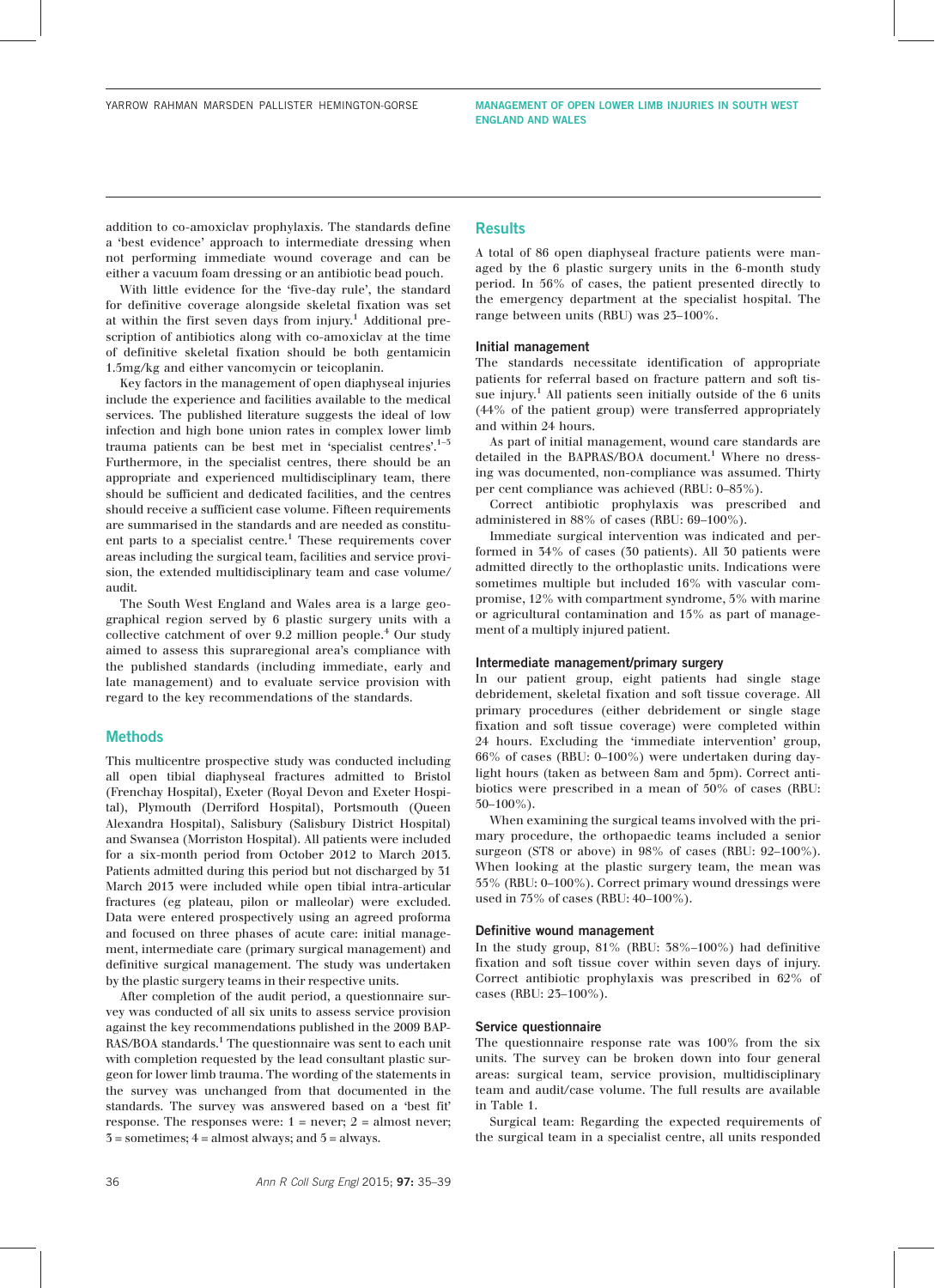addition to co-amoxiclav prophylaxis. The standards define a 'best evidence' approach to intermediate dressing when not performing immediate wound coverage and can be either a vacuum foam dressing or an antibiotic bead pouch.

With little evidence for the 'five-day rule', the standard for definitive coverage alongside skeletal fixation was set at within the first seven days from injury.[1] Additional prescription of antibiotics along with co-amoxiclav at the time of definitive skeletal fixation should be both gentamicin 1.5mg/kg and either vancomycin or teicoplanin.

Key factors in the management of open diaphyseal injuries include the experience and facilities available to the medical services. The published literature suggests the ideal of low infection and high bone union rates in complex lower limb trauma patients can be best met in 'specialist centres'.[1–3] Furthermore, in the specialist centres, there should be an appropriate and experienced multidisciplinary team, there should be sufficient and dedicated facilities, and the centres should receive a sufficient case volume. Fifteen requirements are summarised in the standards and are needed as constituent parts to a specialist centre.[1] These requirements cover areas including the surgical team, facilities and service provision, the extended multidisciplinary team and case volume/audit.

The South West England and Wales area is a large geographical region served by 6 plastic surgery units with a collective catchment of over 9.2 million people.[4] Our study aimed to assess this supraregional area's compliance with the published standards (including immediate, early and late management) and to evaluate service provision with regard to the key recommendations of the standards.

## Methods

This multicentre prospective study was conducted including all open tibial diaphyseal fractures admitted to Bristol (Frenchay Hospital), Exeter (Royal Devon and Exeter Hospital), Plymouth (Derriford Hospital), Portsmouth (Queen Alexandra Hospital), Salisbury (Salisbury District Hospital) and Swansea (Morriston Hospital). All patients were included for a six-month period from October 2012 to March 2013. Patients admitted during this period but not discharged by 31 March 2013 were included while open tibial intra-articular fractures (eg plateau, pilon or malleolar) were excluded. Data were entered prospectively using an agreed proforma and focused on three phases of acute care: initial management, intermediate care (primary surgical management) and definitive surgical management. The study was undertaken by the plastic surgery teams in their respective units.

After completion of the audit period, a questionnaire survey was conducted of all six units to assess service provision against the key recommendations published in the 2009 BAPRAS/BOA standards.[1] The questionnaire was sent to each unit with completion requested by the lead consultant plastic surgeon for lower limb trauma. The wording of the statements in the survey was unchanged from that documented in the standards. The survey was answered based on a 'best fit' response. The responses were: 1 = never; 2 = almost never; 3 = sometimes; 4 = almost always; and 5 = always.

## Results

A total of 86 open diaphyseal fracture patients were managed by the 6 plastic surgery units in the 6-month study period. In 56% of cases, the patient presented directly to the emergency department at the specialist hospital. The range between units (RBU) was 23–100%.

### Initial management

The standards necessitate identification of appropriate patients for referral based on fracture pattern and soft tissue injury.[1] All patients seen initially outside of the 6 units (44% of the patient group) were transferred appropriately and within 24 hours.

As part of initial management, wound care standards are detailed in the BAPRAS/BOA document.[1] Where no dressing was documented, non-compliance was assumed. Thirty per cent compliance was achieved (RBU: 0–85%).

Correct antibiotic prophylaxis was prescribed and administered in 88% of cases (RBU: 69–100%).

Immediate surgical intervention was indicated and performed in 34% of cases (30 patients). All 30 patients were admitted directly to the orthoplastic units. Indications were sometimes multiple but included 16% with vascular compromise, 12% with compartment syndrome, 5% with marine or agricultural contamination and 13% as part of management of a multiply injured patient.

### Intermediate management/primary surgery

In our patient group, eight patients had single stage debridement, skeletal fixation and soft tissue coverage. All primary procedures (either debridement or single stage fixation and soft tissue coverage) were completed within 24 hours. Excluding the 'immediate intervention' group, 66% of cases (RBU: 0–100%) were undertaken during daylight hours (taken as between 8am and 5pm). Correct antibiotics were prescribed in a mean of 50% of cases (RBU: 50–100%).

When examining the surgical teams involved with the primary procedure, the orthopaedic teams included a senior surgeon (ST8 or above) in 98% of cases (RBU: 92–100%). When looking at the plastic surgery team, the mean was 55% (RBU: 0–100%). Correct primary wound dressings were used in 75% of cases (RBU: 40–100%).

### Definitive wound management

In the study group, 81% (RBU: 38%–100%) had definitive fixation and soft tissue cover within seven days of injury. Correct antibiotic prophylaxis was prescribed in 62% of cases (RBU: 23–100%).

### Service questionnaire

The questionnaire response rate was 100% from the six units. The survey can be broken down into four general areas: surgical team, service provision, multidisciplinary team and audit/case volume. The full results are available in Table 1.

Surgical team: Regarding the expected requirements of the surgical team in a specialist centre, all units responded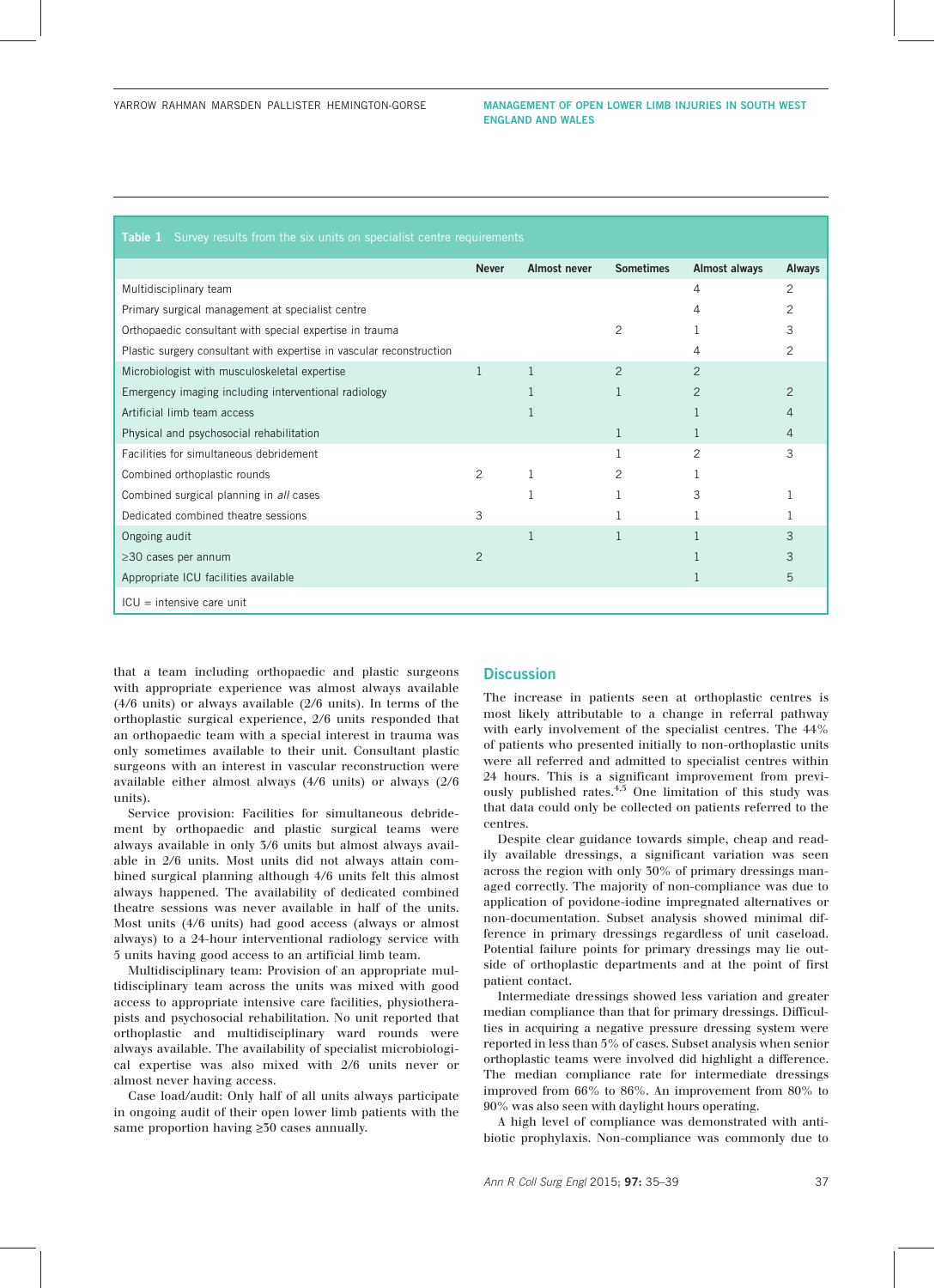**Table 1** Survey results from the six units on specialist centre requirements

| | Never | Almost never | Sometimes | Almost always | Always |
|---|---|---|---|---|---|
| Multidisciplinary team | | | | 4 | 2 |
| Primary surgical management at specialist centre | | | | 4 | 2 |
| Orthopaedic consultant with special expertise in trauma | | | 2 | 1 | 3 |
| Plastic surgery consultant with expertise in vascular reconstruction | | | | 4 | 2 |
| Microbiologist with musculoskeletal expertise | 1 | 1 | 2 | 2 | |
| Emergency imaging including interventional radiology | | 1 | 1 | 2 | 2 |
| Artificial limb team access | | 1 | | 1 | 4 |
| Physical and psychosocial rehabilitation | | | 1 | 1 | 4 |
| Facilities for simultaneous debridement | | | 1 | 2 | 3 |
| Combined orthoplastic rounds | 2 | 1 | 2 | 1 | |
| Combined surgical planning in *all* cases | | 1 | 1 | 3 | 1 |
| Dedicated combined theatre sessions | 3 | | 1 | 1 | 1 |
| Ongoing audit | | 1 | 1 | 1 | 3 |
| ≥30 cases per annum | 2 | | | 1 | 3 |
| Appropriate ICU facilities available | | | | 1 | 5 |

ICU = intensive care unit

that a team including orthopaedic and plastic surgeons with appropriate experience was almost always available (4/6 units) or always available (2/6 units). In terms of the orthoplastic surgical experience, 2/6 units responded that an orthopaedic team with a special interest in trauma was only sometimes available to their unit. Consultant plastic surgeons with an interest in vascular reconstruction were available either almost always (4/6 units) or always (2/6 units).

Service provision: Facilities for simultaneous debridement by orthopaedic and plastic surgical teams were always available in only 3/6 units but almost always available in 2/6 units. Most units did not always attain combined surgical planning although 4/6 units felt this almost always happened. The availability of dedicated combined theatre sessions was never available in half of the units. Most units (4/6 units) had good access (always or almost always) to a 24-hour interventional radiology service with 5 units having good access to an artificial limb team.

Multidisciplinary team: Provision of an appropriate multidisciplinary team across the units was mixed with good access to appropriate intensive care facilities, physiotherapists and psychosocial rehabilitation. No unit reported that orthoplastic and multidisciplinary ward rounds were always available. The availability of specialist microbiological expertise was also mixed with 2/6 units never or almost never having access.

Case load/audit: Only half of all units always participate in ongoing audit of their open lower limb patients with the same proportion having ≥30 cases annually.

## Discussion

The increase in patients seen at orthoplastic centres is most likely attributable to a change in referral pathway with early involvement of the specialist centres. The 44% of patients who presented initially to non-orthoplastic units were all referred and admitted to specialist centres within 24 hours. This is a significant improvement from previously published rates.[4,5] One limitation of this study was that data could only be collected on patients referred to the centres.

Despite clear guidance towards simple, cheap and readily available dressings, a significant variation was seen across the region with only 30% of primary dressings managed correctly. The majority of non-compliance was due to application of povidone-iodine impregnated alternatives or non-documentation. Subset analysis showed minimal difference in primary dressings regardless of unit caseload. Potential failure points for primary dressings may lie outside of orthopaedic departments and at the point of first patient contact.

Intermediate dressings showed less variation and greater median compliance than that for primary dressings. Difficulties in acquiring a negative pressure dressing system were reported in less than 5% of cases. Subset analysis when senior orthoplastic teams were involved did highlight a difference. The median compliance rate for intermediate dressings improved from 66% to 86%. An improvement from 80% to 90% was also seen with daylight hours operating.

A high level of compliance was demonstrated with antibiotic prophylaxis. Non-compliance was commonly due to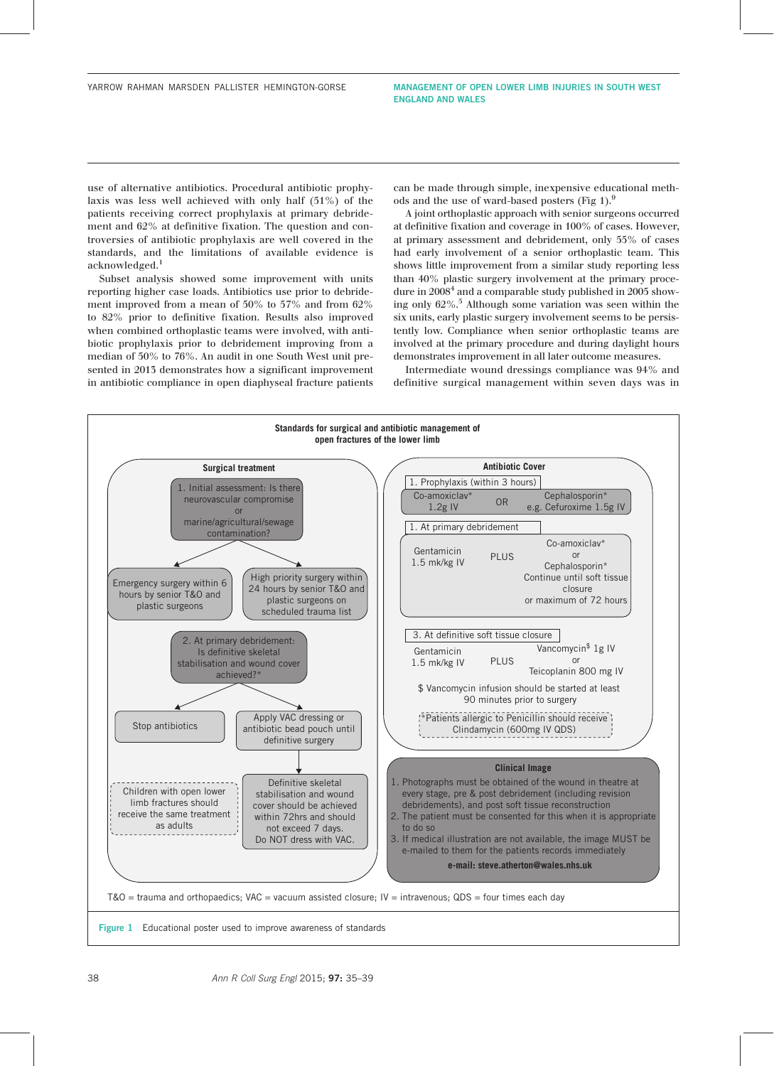use of alternative antibiotics. Procedural antibiotic prophylaxis was less well achieved with only half (51%) of the patients receiving correct prophylaxis at primary debridement and 62% at definitive fixation. The question and controversies of antibiotic prophylaxis are well covered in the standards, and the limitations of available evidence is acknowledged.[1]

Subset analysis showed some improvement with units reporting higher case loads. Antibiotics use prior to debridement improved from a mean of 50% to 57% and from 62% to 82% prior to definitive fixation. Results also improved when combined orthoplastic teams were involved, with antibiotic prophylaxis prior to debridement improving from a median of 50% to 76%. An audit in one South West unit presented in 2013 demonstrates how a significant improvement in antibiotic compliance in open diaphyseal fracture patients can be made through simple, inexpensive educational methods and the use of ward-based posters (Fig 1).[9]

A joint orthoplastic approach with senior surgeons occurred at definitive fixation and coverage in 100% of cases. However, at primary assessment and debridement, only 55% of cases had early involvement of a senior orthoplastic team. This shows little improvement from a similar study reporting less than 40% plastic surgery involvement at the primary procedure in 2008[4] and a comparable study published in 2005 showing only 62%.[5] Although some variation was seen within the six units, early plastic surgery involvement seems to be persistently low. Compliance when senior orthoplastic teams are involved at the primary procedure and during daylight hours demonstrates improvement in all later outcome measures.

Intermediate wound dressings compliance was 94% and definitive surgical management within seven days was in

**Standards for surgical and antibiotic management of open fractures of the lower limb**

**Surgical treatment**

1. Initial assessment: Is there neurovascular compromise or marine/agricultural/sewage contamination?
   - Emergency surgery within 6 hours by senior T&O and plastic surgeons
   - High priority surgery within 24 hours by senior T&O and plastic surgeons on scheduled trauma list
2. At primary debridement: Is definitive skeletal stabilisation and wound cover achieved?*
   - Stop antibiotics
   - Apply VAC dressing or antibiotic bead pouch until definitive surgery → Definitive skeletal stabilisation and wound cover should be achieved within 72hrs and should not exceed 7 days. Do NOT dress with VAC.

Children with open lower limb fractures should receive the same treatment as adults

**Antibiotic Cover**

1. Prophylaxis (within 3 hours)
   - Co-amoxiclav* 1.2g IV OR Cephalosporin* e.g. Cefuroxime 1.5g IV
1. At primary debridement
   - Gentamicin 1.5 mk/kg IV PLUS Co-amoxiclav* or Cephalosporin* Continue until soft tissue closure or maximum of 72 hours
3. At definitive soft tissue closure
   - Gentamicin 1.5 mk/kg IV PLUS Vancomycin$ 1g IV or Teicoplanin 800 mg IV

$ Vancomycin infusion should be started at least 90 minutes prior to surgery

*Patients allergic to Penicillin should receive Clindamycin (600mg IV QDS)

**Clinical Image**

1. Photographs must be obtained of the wound in theatre at every stage, pre & post debridement (including revision debridements), and post soft tissue reconstruction
2. The patient must be consented for this when it is appropriate to do so
3. If medical illustration are not available, the image MUST be e-mailed to them for the patients records immediately

**e-mail: steve.atherton@wales.nhs.uk**

T&O = trauma and orthopaedics; VAC = vacuum assisted closure; IV = intravenous; QDS = four times each day

Figure 1 Educational poster used to improve awareness of standards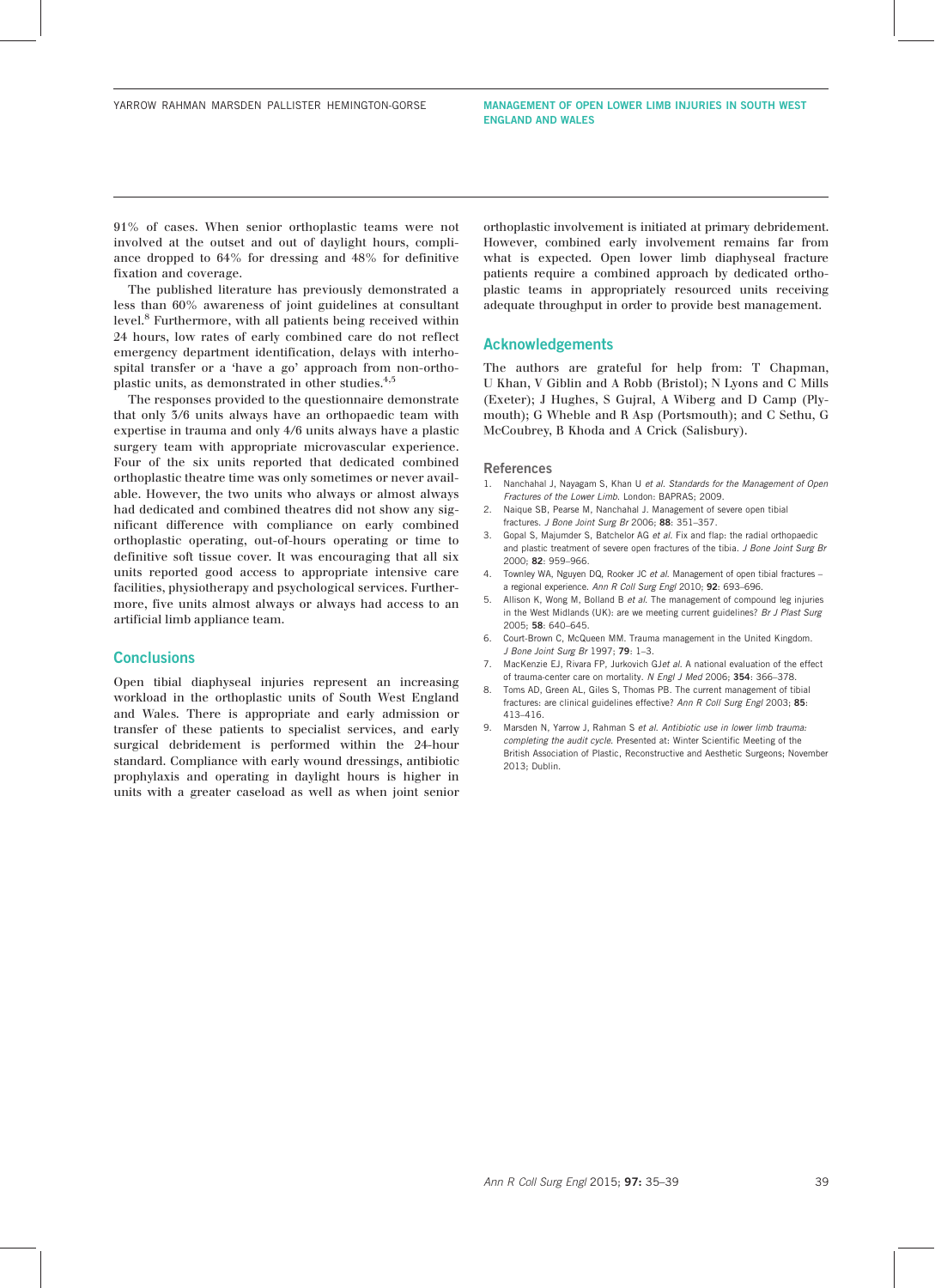91% of cases. When senior orthoplastic teams were not involved at the outset and out of daylight hours, compliance dropped to 64% for dressing and 48% for definitive fixation and coverage.

The published literature has previously demonstrated a less than 60% awareness of joint guidelines at consultant level.[8] Furthermore, with all patients being received within 24 hours, low rates of early combined care do not reflect emergency department identification, delays with interhospital transfer or a 'have a go' approach from non-orthoplastic units, as demonstrated in other studies.[4,5]

The responses provided to the questionnaire demonstrate that only 3/6 units always have an orthopaedic team with expertise in trauma and only 4/6 units always have a plastic surgery team with appropriate microvascular experience. Four of the six units reported that dedicated combined orthoplastic theatre time was only sometimes or never available. However, the two units who always or almost always had dedicated and combined theatres did not show any significant difference with compliance on early combined orthoplastic operating, out-of-hours operating or time to definitive soft tissue cover. It was encouraging that all six units reported good access to appropriate intensive care facilities, physiotherapy and psychological services. Furthermore, five units almost always or always had access to an artificial limb appliance team.

## Conclusions

Open tibial diaphyseal injuries represent an increasing workload in the orthoplastic units of South West England and Wales. There is appropriate and early admission or transfer of these patients to specialist services, and early surgical debridement is performed within the 24-hour standard. Compliance with early wound dressings, antibiotic prophylaxis and operating in daylight hours is higher in units with a greater caseload as well as when joint senior orthoplastic involvement is initiated at primary debridement. However, combined early involvement remains far from what is expected. Open lower limb diaphyseal fracture patients require a combined approach by dedicated orthoplastic teams in appropriately resourced units receiving adequate throughput in order to provide best management.

## Acknowledgements

The authors are grateful for help from: T Chapman, U Khan, V Giblin and A Robb (Bristol); N Lyons and C Mills (Exeter); J Hughes, S Gujral, A Wiberg and D Camp (Plymouth); G Wheble and R Asp (Portsmouth); and C Sethu, G McCoubrey, B Khoda and A Crick (Salisbury).

## References

1. Nanchahal J, Nayagam S, Khan U *et al. Standards for the Management of Open Fractures of the Lower Limb.* London: BAPRAS; 2009.
2. Naique SB, Pearse M, Nanchahal J. Management of severe open tibial fractures. *J Bone Joint Surg Br* 2006; **88**: 351–357.
3. Gopal S, Majumder S, Batchelor AG *et al.* Fix and flap: the radial orthopaedic and plastic treatment of severe open fractures of the tibia. *J Bone Joint Surg Br* 2000; **82**: 959–966.
4. Townley WA, Nguyen DQ, Rooker JC *et al.* Management of open tibial fractures – a regional experience. *Ann R Coll Surg Engl* 2010; **92**: 693–696.
5. Allison K, Wong M, Bolland B *et al.* The management of compound leg injuries in the West Midlands (UK): are we meeting current guidelines? *Br J Plast Surg* 2005; **58**: 640–645.
6. Court-Brown C, McQueen MM. Trauma management in the United Kingdom. *J Bone Joint Surg Br* 1997; **79**: 1–3.
7. MacKenzie EJ, Rivara FP, Jurkovich GJ*et al.* A national evaluation of the effect of trauma-center care on mortality. *N Engl J Med* 2006; **354**: 366–378.
8. Toms AD, Green AL, Giles S, Thomas PB. The current management of tibial fractures: are clinical guidelines effective? *Ann R Coll Surg Engl* 2003; **85**: 413–416.
9. Marsden N, Yarrow J, Rahman S *et al. Antibiotic use in lower limb trauma: completing the audit cycle.* Presented at: Winter Scientific Meeting of the British Association of Plastic, Reconstructive and Aesthetic Surgeons; November 2013; Dublin.